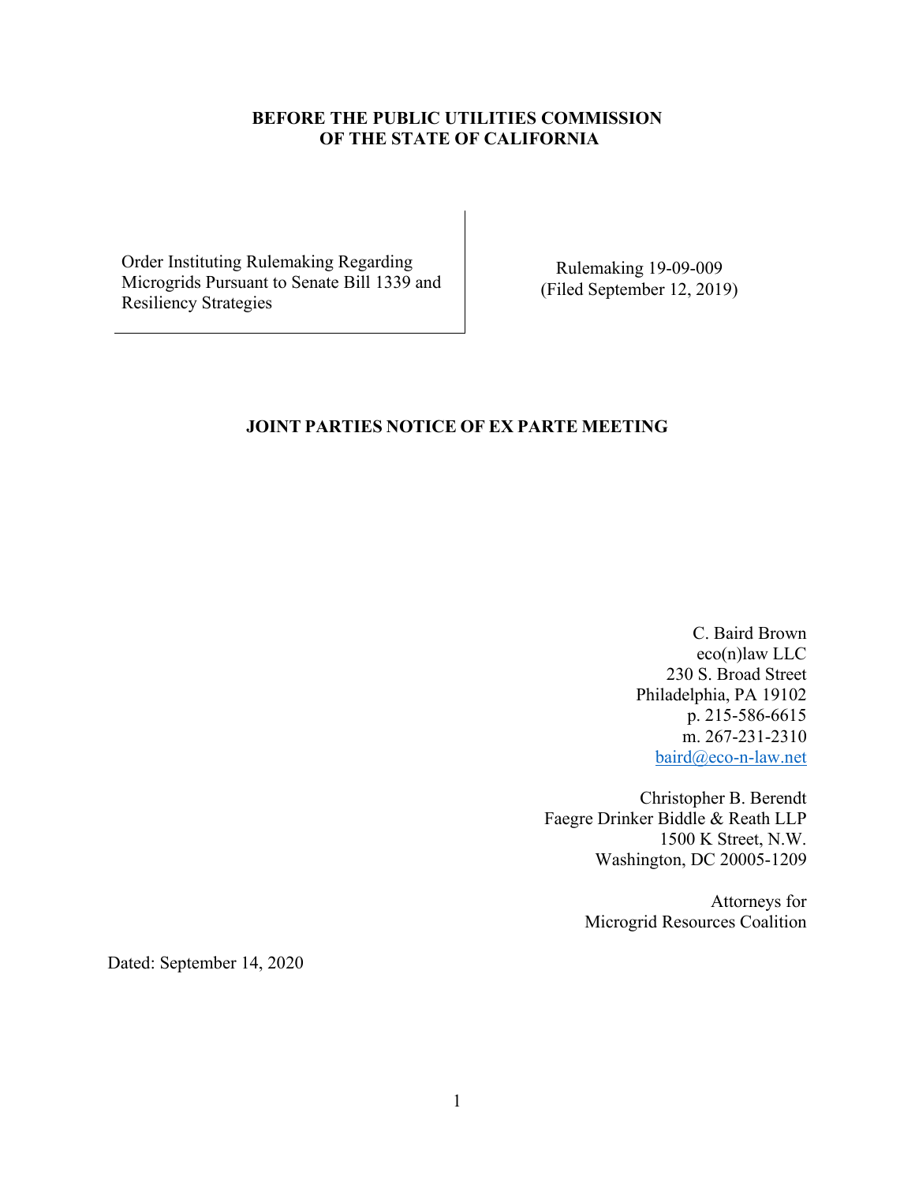**BEFORE THE PUBLIC UTILITIES COMMISSION OF THE STATE OF CALIFORNIA**

| Order Instituting Rulemaking Regarding Microgrids Pursuant to Senate Bill 1339 and Resiliency Strategies | Rulemaking 19-09-009 (Filed September 12, 2019) |
| --- | --- |

**JOINT PARTIES NOTICE OF EX PARTE MEETING**

C. Baird Brown
eco(n)law LLC
230 S. Broad Street
Philadelphia, PA 19102
p. 215-586-6615
m. 267-231-2310
baird@eco-n-law.net

Christopher B. Berendt
Faegre Drinker Biddle & Reath LLP
1500 K Street, N.W.
Washington, DC 20005-1209

Attorneys for
Microgrid Resources Coalition

Dated: September 14, 2020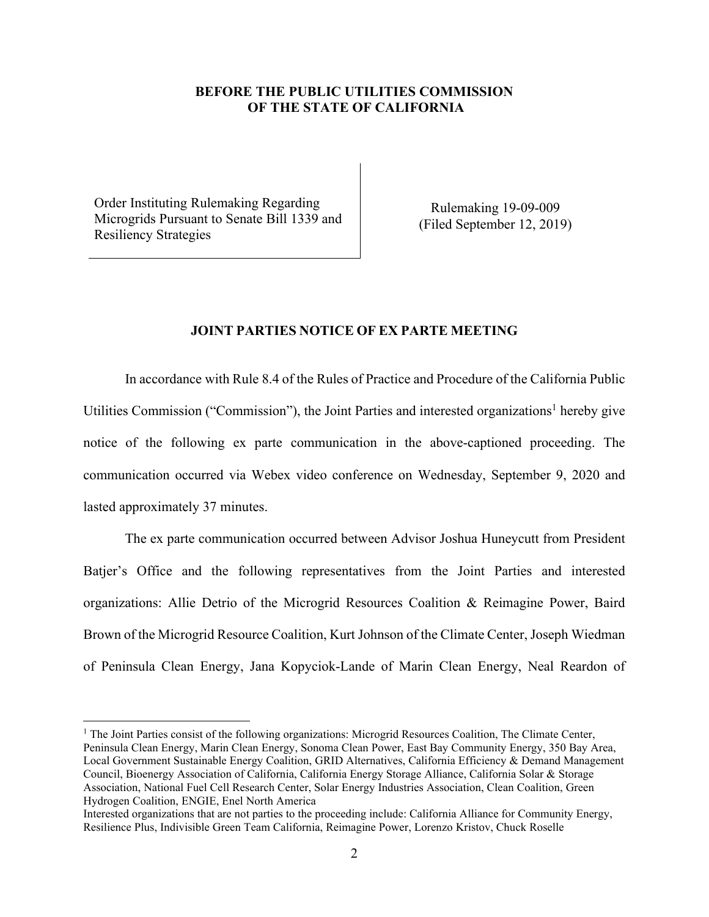**BEFORE THE PUBLIC UTILITIES COMMISSION OF THE STATE OF CALIFORNIA**

| | |
|---|---|
| Order Instituting Rulemaking Regarding Microgrids Pursuant to Senate Bill 1339 and Resiliency Strategies | Rulemaking 19-09-009 (Filed September 12, 2019) |

**JOINT PARTIES NOTICE OF EX PARTE MEETING**

In accordance with Rule 8.4 of the Rules of Practice and Procedure of the California Public Utilities Commission ("Commission"), the Joint Parties and interested organizations[1] hereby give notice of the following ex parte communication in the above-captioned proceeding. The communication occurred via Webex video conference on Wednesday, September 9, 2020 and lasted approximately 37 minutes.

The ex parte communication occurred between Advisor Joshua Huneycutt from President Batjer's Office and the following representatives from the Joint Parties and interested organizations: Allie Detrio of the Microgrid Resources Coalition & Reimagine Power, Baird Brown of the Microgrid Resource Coalition, Kurt Johnson of the Climate Center, Joseph Wiedman of Peninsula Clean Energy, Jana Kopyciok-Lande of Marin Clean Energy, Neal Reardon of

---

[1] The Joint Parties consist of the following organizations: Microgrid Resources Coalition, The Climate Center, Peninsula Clean Energy, Marin Clean Energy, Sonoma Clean Power, East Bay Community Energy, 350 Bay Area, Local Government Sustainable Energy Coalition, GRID Alternatives, California Efficiency & Demand Management Council, Bioenergy Association of California, California Energy Storage Alliance, California Solar & Storage Association, National Fuel Cell Research Center, Solar Energy Industries Association, Clean Coalition, Green Hydrogen Coalition, ENGIE, Enel North America

Interested organizations that are not parties to the proceeding include: California Alliance for Community Energy, Resilience Plus, Indivisible Green Team California, Reimagine Power, Lorenzo Kristov, Chuck Roselle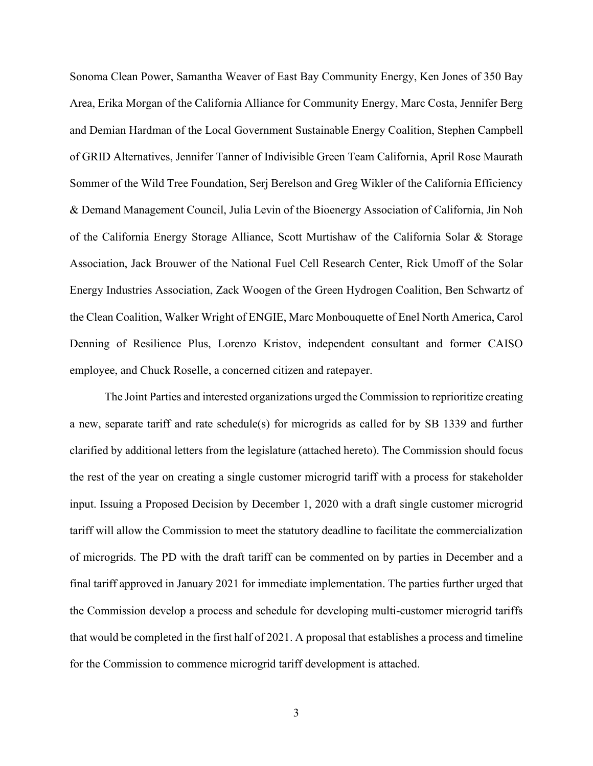Sonoma Clean Power, Samantha Weaver of East Bay Community Energy, Ken Jones of 350 Bay Area, Erika Morgan of the California Alliance for Community Energy, Marc Costa, Jennifer Berg and Demian Hardman of the Local Government Sustainable Energy Coalition, Stephen Campbell of GRID Alternatives, Jennifer Tanner of Indivisible Green Team California, April Rose Maurath Sommer of the Wild Tree Foundation, Serj Berelson and Greg Wikler of the California Efficiency & Demand Management Council, Julia Levin of the Bioenergy Association of California, Jin Noh of the California Energy Storage Alliance, Scott Murtishaw of the California Solar & Storage Association, Jack Brouwer of the National Fuel Cell Research Center, Rick Umoff of the Solar Energy Industries Association, Zack Woogen of the Green Hydrogen Coalition, Ben Schwartz of the Clean Coalition, Walker Wright of ENGIE, Marc Monbouquette of Enel North America, Carol Denning of Resilience Plus, Lorenzo Kristov, independent consultant and former CAISO employee, and Chuck Roselle, a concerned citizen and ratepayer.

The Joint Parties and interested organizations urged the Commission to reprioritize creating a new, separate tariff and rate schedule(s) for microgrids as called for by SB 1339 and further clarified by additional letters from the legislature (attached hereto). The Commission should focus the rest of the year on creating a single customer microgrid tariff with a process for stakeholder input. Issuing a Proposed Decision by December 1, 2020 with a draft single customer microgrid tariff will allow the Commission to meet the statutory deadline to facilitate the commercialization of microgrids. The PD with the draft tariff can be commented on by parties in December and a final tariff approved in January 2021 for immediate implementation. The parties further urged that the Commission develop a process and schedule for developing multi-customer microgrid tariffs that would be completed in the first half of 2021. A proposal that establishes a process and timeline for the Commission to commence microgrid tariff development is attached.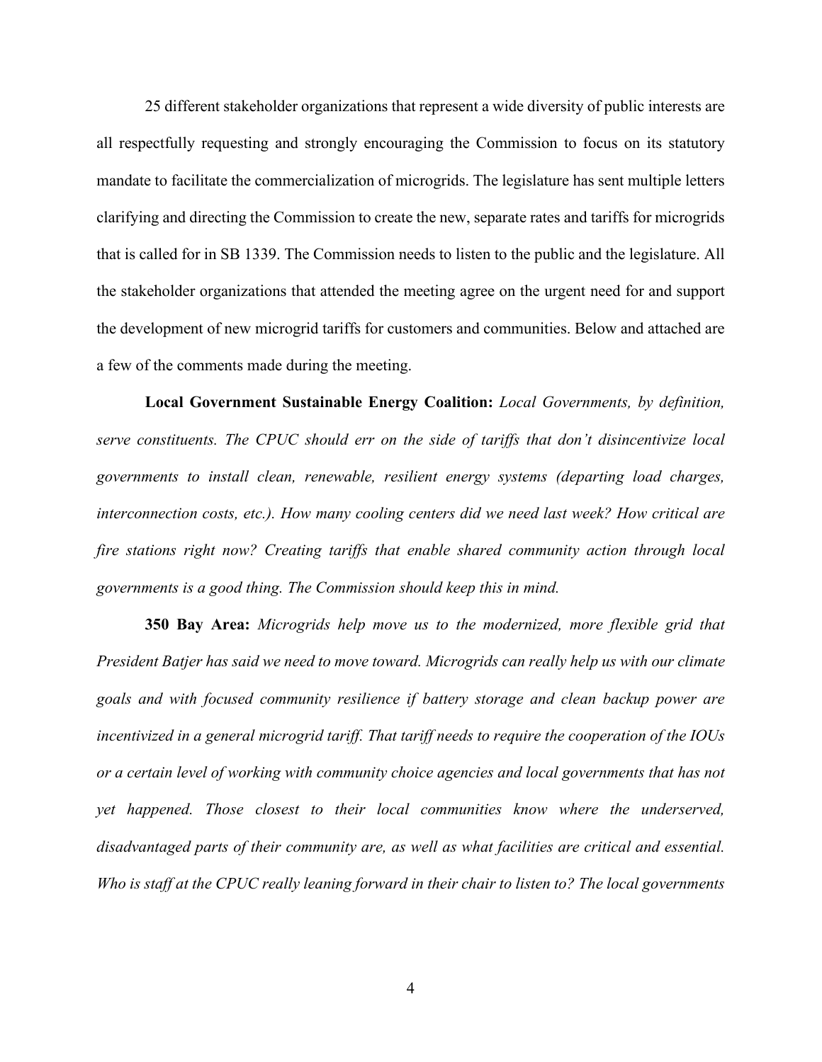25 different stakeholder organizations that represent a wide diversity of public interests are all respectfully requesting and strongly encouraging the Commission to focus on its statutory mandate to facilitate the commercialization of microgrids. The legislature has sent multiple letters clarifying and directing the Commission to create the new, separate rates and tariffs for microgrids that is called for in SB 1339. The Commission needs to listen to the public and the legislature. All the stakeholder organizations that attended the meeting agree on the urgent need for and support the development of new microgrid tariffs for customers and communities. Below and attached are a few of the comments made during the meeting.

**Local Government Sustainable Energy Coalition:** *Local Governments, by definition, serve constituents. The CPUC should err on the side of tariffs that don't disincentivize local governments to install clean, renewable, resilient energy systems (departing load charges, interconnection costs, etc.). How many cooling centers did we need last week? How critical are fire stations right now? Creating tariffs that enable shared community action through local governments is a good thing. The Commission should keep this in mind.*

**350 Bay Area:** *Microgrids help move us to the modernized, more flexible grid that President Batjer has said we need to move toward. Microgrids can really help us with our climate goals and with focused community resilience if battery storage and clean backup power are incentivized in a general microgrid tariff. That tariff needs to require the cooperation of the IOUs or a certain level of working with community choice agencies and local governments that has not yet happened. Those closest to their local communities know where the underserved, disadvantaged parts of their community are, as well as what facilities are critical and essential. Who is staff at the CPUC really leaning forward in their chair to listen to? The local governments*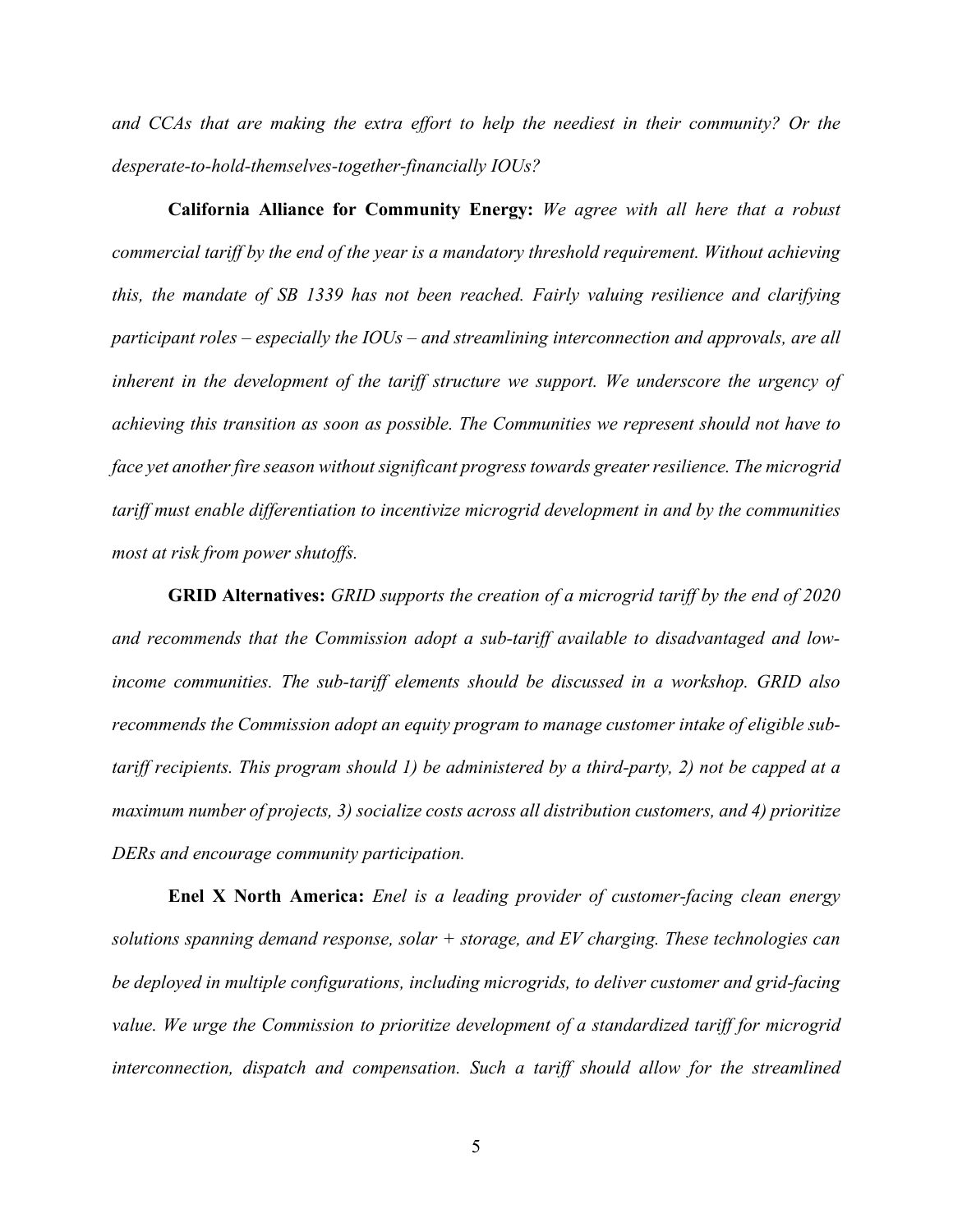*and CCAs that are making the extra effort to help the neediest in their community? Or the desperate-to-hold-themselves-together-financially IOUs?*

**California Alliance for Community Energy:** *We agree with all here that a robust commercial tariff by the end of the year is a mandatory threshold requirement. Without achieving this, the mandate of SB 1339 has not been reached. Fairly valuing resilience and clarifying participant roles – especially the IOUs – and streamlining interconnection and approvals, are all inherent in the development of the tariff structure we support. We underscore the urgency of achieving this transition as soon as possible. The Communities we represent should not have to face yet another fire season without significant progress towards greater resilience. The microgrid tariff must enable differentiation to incentivize microgrid development in and by the communities most at risk from power shutoffs.*

**GRID Alternatives:** *GRID supports the creation of a microgrid tariff by the end of 2020 and recommends that the Commission adopt a sub-tariff available to disadvantaged and low-income communities. The sub-tariff elements should be discussed in a workshop. GRID also recommends the Commission adopt an equity program to manage customer intake of eligible sub-tariff recipients. This program should 1) be administered by a third-party, 2) not be capped at a maximum number of projects, 3) socialize costs across all distribution customers, and 4) prioritize DERs and encourage community participation.*

**Enel X North America:** *Enel is a leading provider of customer-facing clean energy solutions spanning demand response, solar + storage, and EV charging. These technologies can be deployed in multiple configurations, including microgrids, to deliver customer and grid-facing value. We urge the Commission to prioritize development of a standardized tariff for microgrid interconnection, dispatch and compensation. Such a tariff should allow for the streamlined*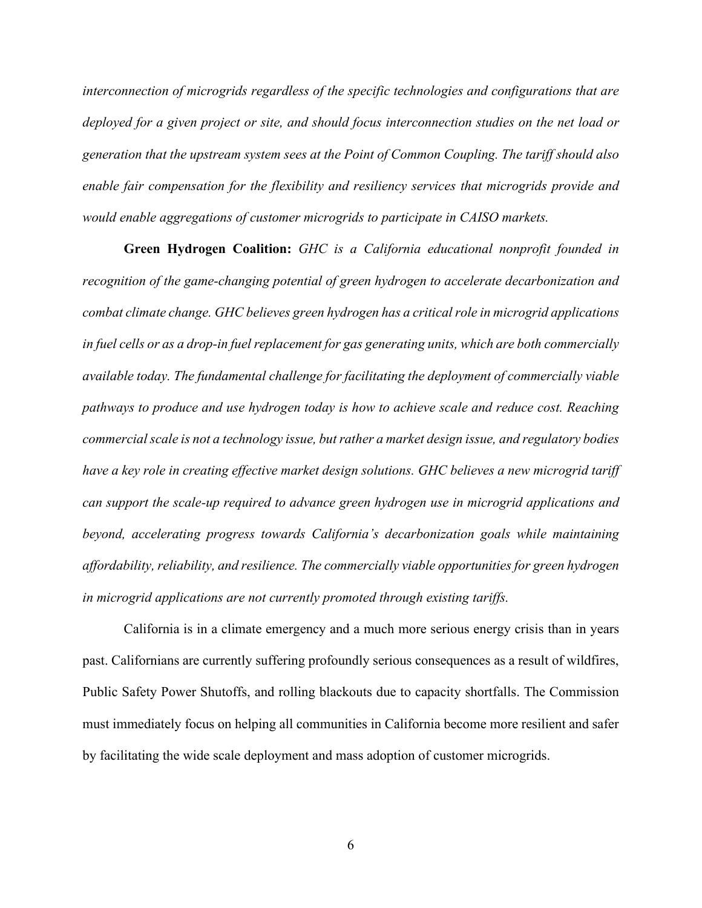*interconnection of microgrids regardless of the specific technologies and configurations that are deployed for a given project or site, and should focus interconnection studies on the net load or generation that the upstream system sees at the Point of Common Coupling. The tariff should also enable fair compensation for the flexibility and resiliency services that microgrids provide and would enable aggregations of customer microgrids to participate in CAISO markets.*

**Green Hydrogen Coalition:** *GHC is a California educational nonprofit founded in recognition of the game-changing potential of green hydrogen to accelerate decarbonization and combat climate change. GHC believes green hydrogen has a critical role in microgrid applications in fuel cells or as a drop-in fuel replacement for gas generating units, which are both commercially available today. The fundamental challenge for facilitating the deployment of commercially viable pathways to produce and use hydrogen today is how to achieve scale and reduce cost. Reaching commercial scale is not a technology issue, but rather a market design issue, and regulatory bodies have a key role in creating effective market design solutions. GHC believes a new microgrid tariff can support the scale-up required to advance green hydrogen use in microgrid applications and beyond, accelerating progress towards California's decarbonization goals while maintaining affordability, reliability, and resilience. The commercially viable opportunities for green hydrogen in microgrid applications are not currently promoted through existing tariffs.*

California is in a climate emergency and a much more serious energy crisis than in years past. Californians are currently suffering profoundly serious consequences as a result of wildfires, Public Safety Power Shutoffs, and rolling blackouts due to capacity shortfalls. The Commission must immediately focus on helping all communities in California become more resilient and safer by facilitating the wide scale deployment and mass adoption of customer microgrids.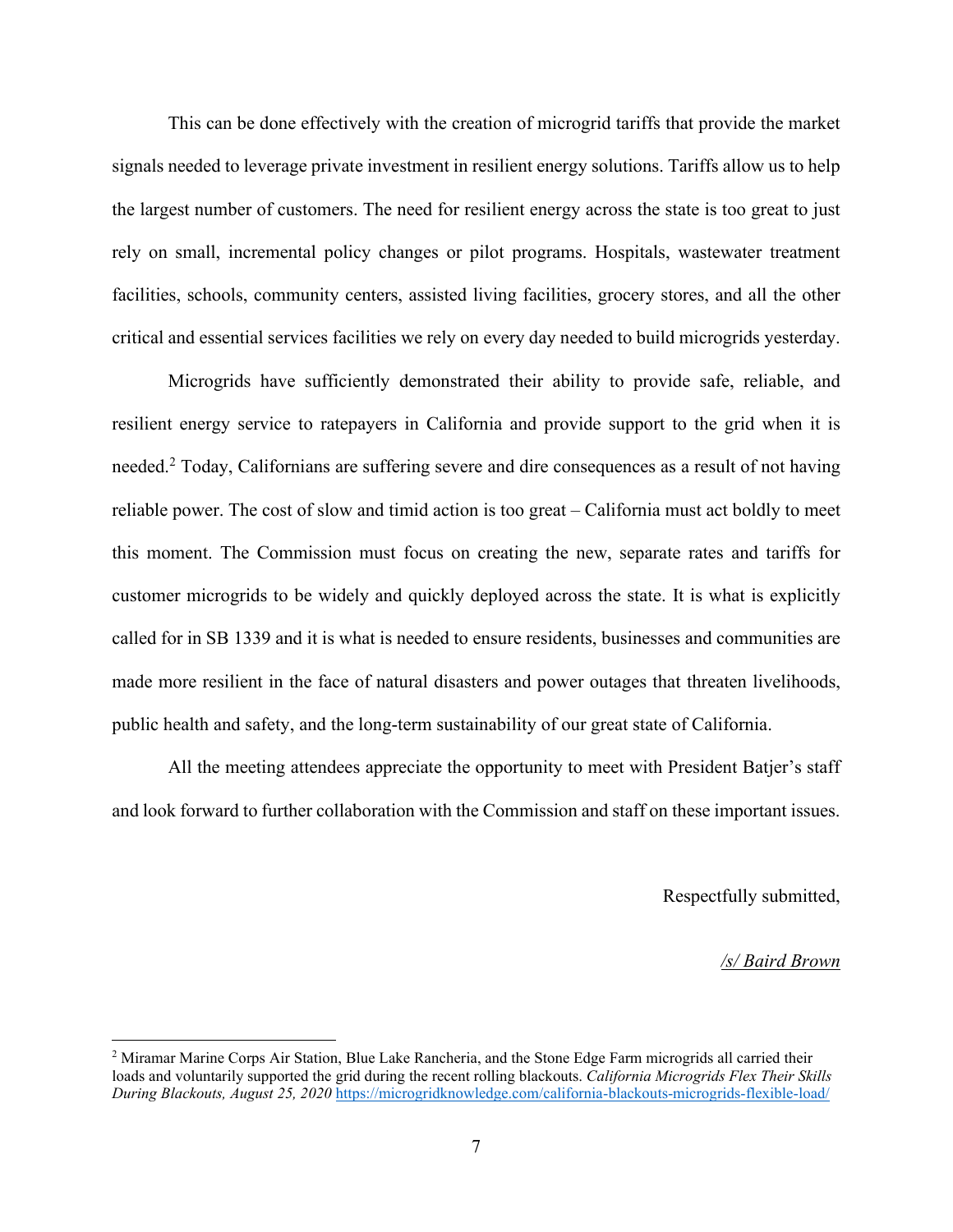This can be done effectively with the creation of microgrid tariffs that provide the market signals needed to leverage private investment in resilient energy solutions. Tariffs allow us to help the largest number of customers. The need for resilient energy across the state is too great to just rely on small, incremental policy changes or pilot programs. Hospitals, wastewater treatment facilities, schools, community centers, assisted living facilities, grocery stores, and all the other critical and essential services facilities we rely on every day needed to build microgrids yesterday.

Microgrids have sufficiently demonstrated their ability to provide safe, reliable, and resilient energy service to ratepayers in California and provide support to the grid when it is needed.[2] Today, Californians are suffering severe and dire consequences as a result of not having reliable power. The cost of slow and timid action is too great – California must act boldly to meet this moment. The Commission must focus on creating the new, separate rates and tariffs for customer microgrids to be widely and quickly deployed across the state. It is what is explicitly called for in SB 1339 and it is what is needed to ensure residents, businesses and communities are made more resilient in the face of natural disasters and power outages that threaten livelihoods, public health and safety, and the long-term sustainability of our great state of California.

All the meeting attendees appreciate the opportunity to meet with President Batjer's staff and look forward to further collaboration with the Commission and staff on these important issues.

Respectfully submitted,

*/s/ Baird Brown*

---

[2] Miramar Marine Corps Air Station, Blue Lake Rancheria, and the Stone Edge Farm microgrids all carried their loads and voluntarily supported the grid during the recent rolling blackouts. *California Microgrids Flex Their Skills During Blackouts, August 25, 2020* https://microgridknowledge.com/california-blackouts-microgrids-flexible-load/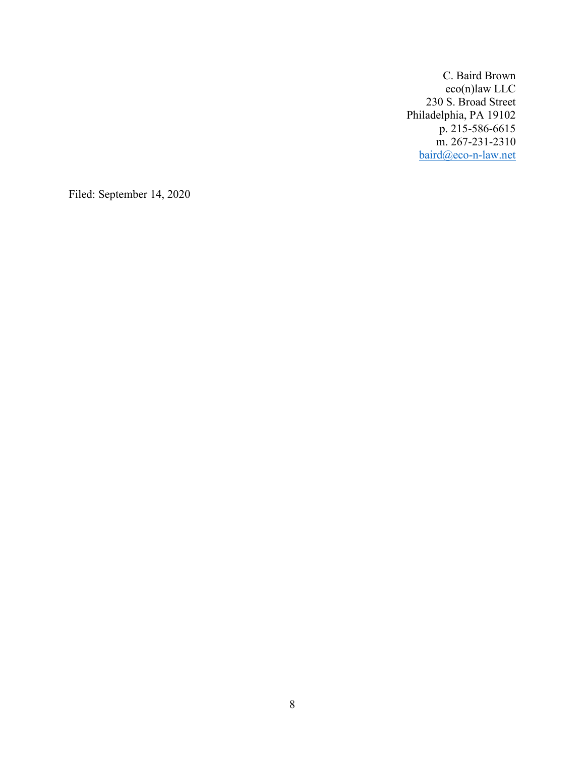C. Baird Brown
eco(n)law LLC
230 S. Broad Street
Philadelphia, PA 19102
p. 215-586-6615
m. 267-231-2310
baird@eco-n-law.net

Filed: September 14, 2020